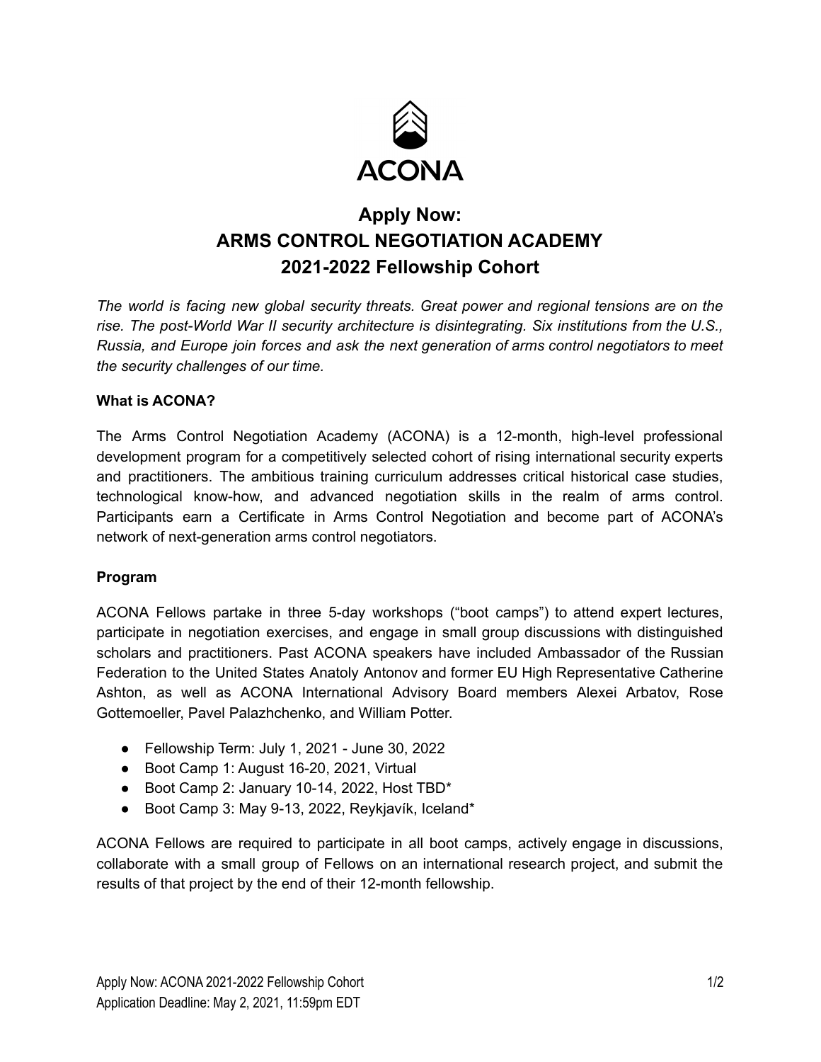ACONA

# Apply Now: ARMS CONTROL NEGOTIATION ACADEMY 2021-2022 Fellowship Cohort

*The world is facing new global security threats. Great power and regional tensions are on the rise. The post-World War II security architecture is disintegrating. Six institutions from the U.S., Russia, and Europe join forces and ask the next generation of arms control negotiators to meet the security challenges of our time.*

**What is ACONA?**

The Arms Control Negotiation Academy (ACONA) is a 12-month, high-level professional development program for a competitively selected cohort of rising international security experts and practitioners. The ambitious training curriculum addresses critical historical case studies, technological know-how, and advanced negotiation skills in the realm of arms control. Participants earn a Certificate in Arms Control Negotiation and become part of ACONA's network of next-generation arms control negotiators.

**Program**

ACONA Fellows partake in three 5-day workshops ("boot camps") to attend expert lectures, participate in negotiation exercises, and engage in small group discussions with distinguished scholars and practitioners. Past ACONA speakers have included Ambassador of the Russian Federation to the United States Anatoly Antonov and former EU High Representative Catherine Ashton, as well as ACONA International Advisory Board members Alexei Arbatov, Rose Gottemoeller, Pavel Palazhchenko, and William Potter.

- Fellowship Term: July 1, 2021 - June 30, 2022
- Boot Camp 1: August 16-20, 2021, Virtual
- Boot Camp 2: January 10-14, 2022, Host TBD*
- Boot Camp 3: May 9-13, 2022, Reykjavík, Iceland*

ACONA Fellows are required to participate in all boot camps, actively engage in discussions, collaborate with a small group of Fellows on an international research project, and submit the results of that project by the end of their 12-month fellowship.

Application Deadline: May 2, 2021, 11:59pm EDT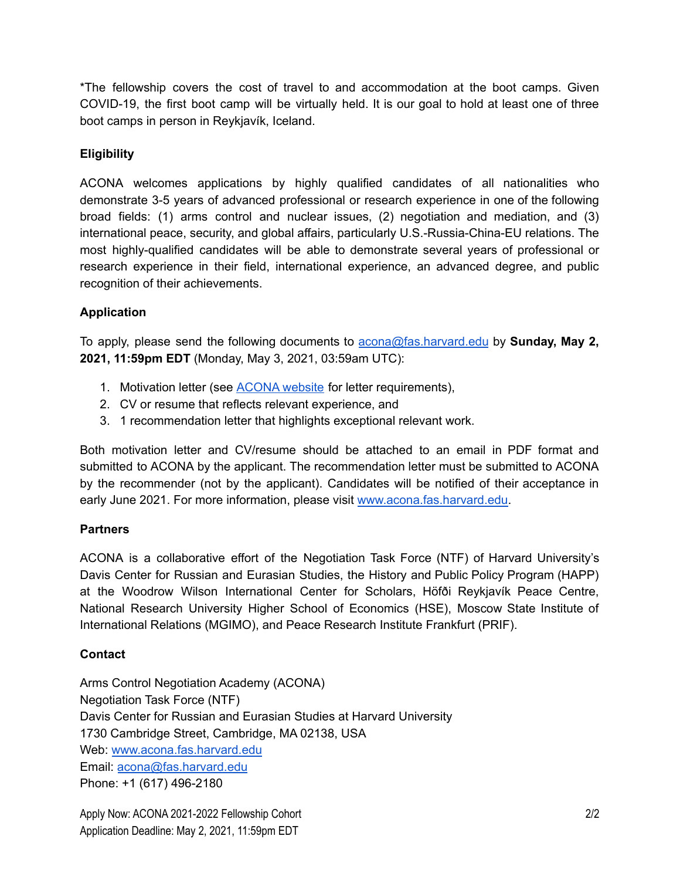*The fellowship covers the cost of travel to and accommodation at the boot camps. Given COVID-19, the first boot camp will be virtually held. It is our goal to hold at least one of three boot camps in person in Reykjavík, Iceland.

**Eligibility**

ACONA welcomes applications by highly qualified candidates of all nationalities who demonstrate 3-5 years of advanced professional or research experience in one of the following broad fields: (1) arms control and nuclear issues, (2) negotiation and mediation, and (3) international peace, security, and global affairs, particularly U.S.-Russia-China-EU relations. The most highly-qualified candidates will be able to demonstrate several years of professional or research experience in their field, international experience, an advanced degree, and public recognition of their achievements.

**Application**

To apply, please send the following documents to [acona@fas.harvard.edu](mailto:acona@fas.harvard.edu) by **Sunday, May 2, 2021, 11:59pm EDT** (Monday, May 3, 2021, 03:59am UTC):

1. Motivation letter (see [ACONA website]() for letter requirements),
2. CV or resume that reflects relevant experience, and
3. 1 recommendation letter that highlights exceptional relevant work.

Both motivation letter and CV/resume should be attached to an email in PDF format and submitted to ACONA by the applicant. The recommendation letter must be submitted to ACONA by the recommender (not by the applicant). Candidates will be notified of their acceptance in early June 2021. For more information, please visit [www.acona.fas.harvard.edu](http://www.acona.fas.harvard.edu).

**Partners**

ACONA is a collaborative effort of the Negotiation Task Force (NTF) of Harvard University's Davis Center for Russian and Eurasian Studies, the History and Public Policy Program (HAPP) at the Woodrow Wilson International Center for Scholars, Höfði Reykjavík Peace Centre, National Research University Higher School of Economics (HSE), Moscow State Institute of International Relations (MGIMO), and Peace Research Institute Frankfurt (PRIF).

**Contact**

Arms Control Negotiation Academy (ACONA)
Negotiation Task Force (NTF)
Davis Center for Russian and Eurasian Studies at Harvard University
1730 Cambridge Street, Cambridge, MA 02138, USA
Web: [www.acona.fas.harvard.edu](http://www.acona.fas.harvard.edu)
Email: [acona@fas.harvard.edu](mailto:acona@fas.harvard.edu)
Phone: +1 (617) 496-2180